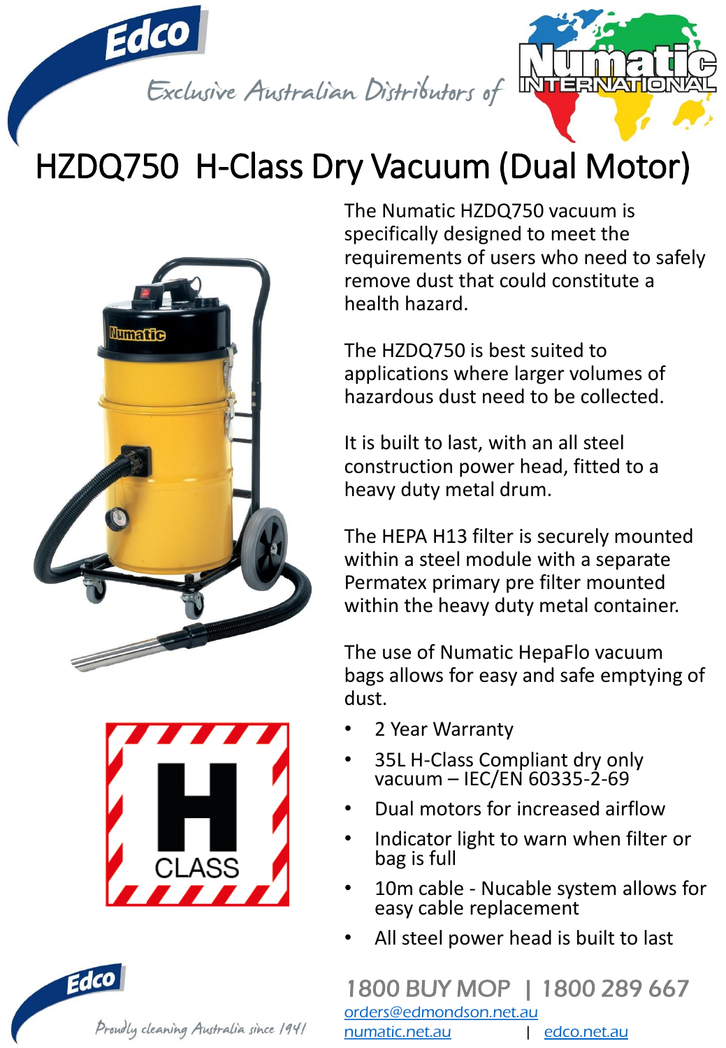Edco

Exclusive Australian Distributors of

Numatic INTERNATIONAL

# HZDQ750 H-Class Dry Vacuum (Dual Motor)

The Numatic HZDQ750 vacuum is specifically designed to meet the requirements of users who need to safely remove dust that could constitute a health hazard.

The HZDQ750 is best suited to applications where larger volumes of hazardous dust need to be collected.

It is built to last, with an all steel construction power head, fitted to a heavy duty metal drum.

The HEPA H13 filter is securely mounted within a steel module with a separate Permatex primary pre filter mounted within the heavy duty metal container.

The use of Numatic HepaFlo vacuum bags allows for easy and safe emptying of dust.

- 2 Year Warranty
- 35L H-Class Compliant dry only vacuum – IEC/EN 60335-2-69
- Dual motors for increased airflow
- Indicator light to warn when filter or bag is full
- 10m cable - Nucable system allows for easy cable replacement
- All steel power head is built to last

H CLASS

Edco

Proudly cleaning Australia since 1941

1800 BUY MOP | 1800 289 667

orders@edmondson.net.au

numatic.net.au | edco.net.au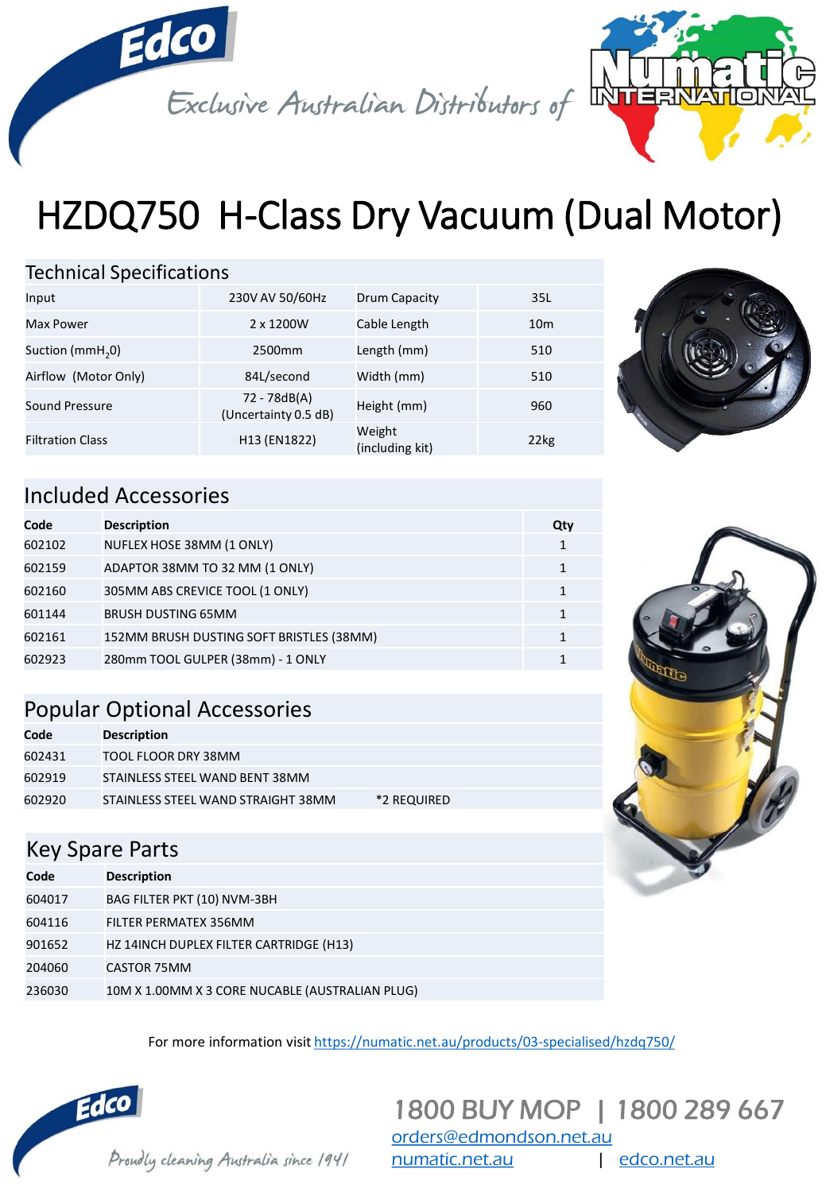Edco

Exclusive Australian Distributors of Numatic International

# HZDQ750 H-Class Dry Vacuum (Dual Motor)

## Technical Specifications

| | | | |
|---|---|---|---|
| Input | 230V AV 50/60Hz | Drum Capacity | 35L |
| Max Power | 2 x 1200W | Cable Length | 10m |
| Suction (mm$H_2$0) | 2500mm | Length (mm) | 510 |
| Airflow (Motor Only) | 84L/second | Width (mm) | 510 |
| Sound Pressure | 72 - 78dB(A) (Uncertainty 0.5 dB) | Height (mm) | 960 |
| Filtration Class | H13 (EN1822) | Weight (including kit) | 22kg |

## Included Accessories

| Code | Description | Qty |
|---|---|---|
| 602102 | NUFLEX HOSE 38MM (1 ONLY) | 1 |
| 602159 | ADAPTOR 38MM TO 32 MM (1 ONLY) | 1 |
| 602160 | 305MM ABS CREVICE TOOL (1 ONLY) | 1 |
| 601144 | BRUSH DUSTING 65MM | 1 |
| 602161 | 152MM BRUSH DUSTING SOFT BRISTLES (38MM) | 1 |
| 602923 | 280mm TOOL GULPER (38mm) - 1 ONLY | 1 |

## Popular Optional Accessories

| Code | Description | |
|---|---|---|
| 602431 | TOOL FLOOR DRY 38MM | |
| 602919 | STAINLESS STEEL WAND BENT 38MM | |
| 602920 | STAINLESS STEEL WAND STRAIGHT 38MM | *2 REQUIRED |

## Key Spare Parts

| Code | Description |
|---|---|
| 604017 | BAG FILTER PKT (10) NVM-3BH |
| 604116 | FILTER PERMATEX 356MM |
| 901652 | HZ 14INCH DUPLEX FILTER CARTRIDGE (H13) |
| 204060 | CASTOR 75MM |
| 236030 | 10M X 1.00MM X 3 CORE NUCABLE (AUSTRALIAN PLUG) |

For more information visit https://numatic.net.au/products/03-specialised/hzdq750/

Edco

Proudly cleaning Australia since 1941

1800 BUY MOP | 1800 289 667

orders@edmondson.net.au

numatic.net.au | edco.net.au